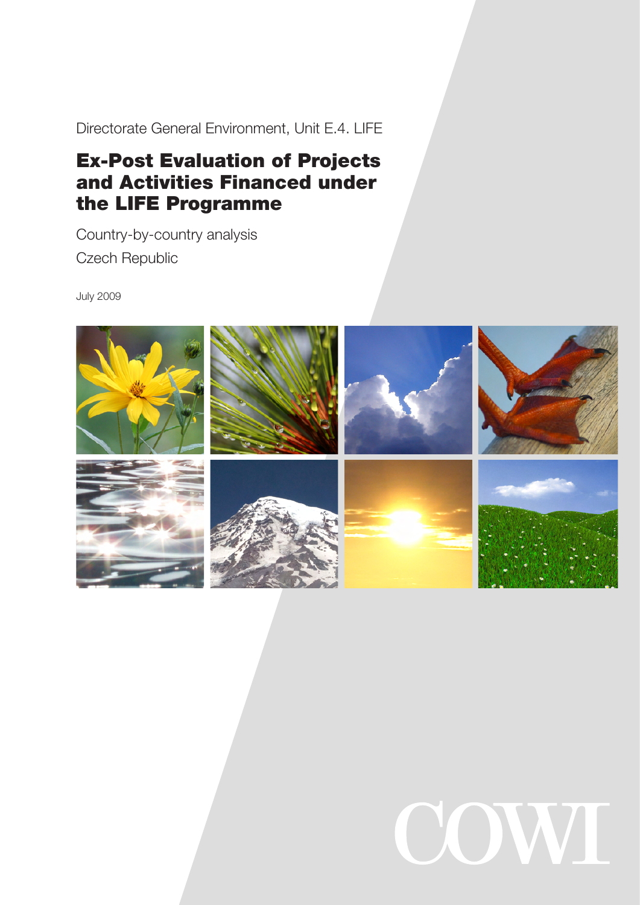Directorate General Environment, Unit E.4. LIFE

# Ex-Post Evaluation of Projects and Activities Financed under the LIFE Programme

Country-by-country analysis

Czech Republic

July 2009

COWI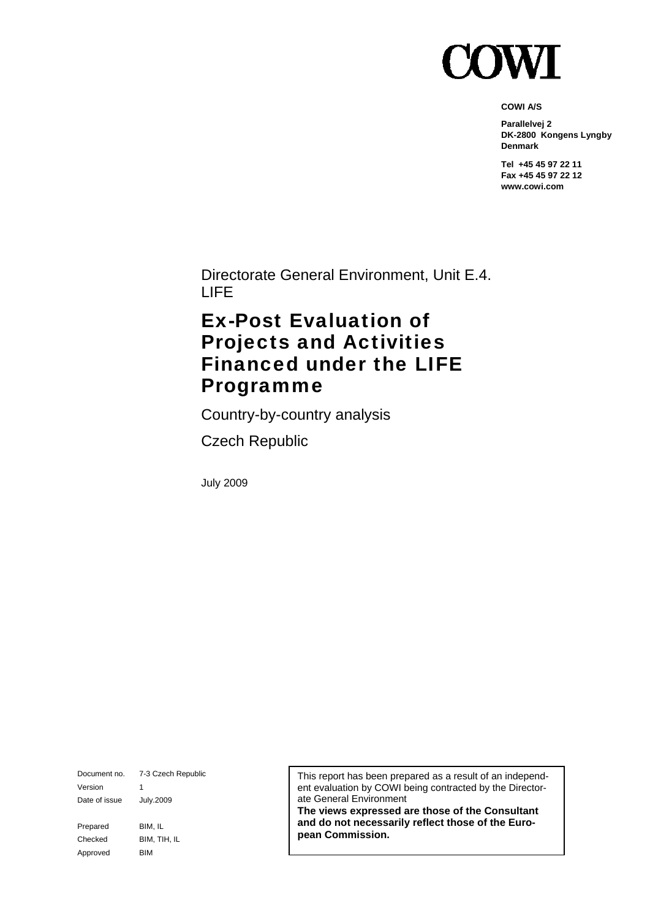COWI

**COWI A/S**

**Parallelvej 2**
**DK-2800 Kongens Lyngby**
**Denmark**

**Tel +45 45 97 22 11**
**Fax +45 45 97 22 12**
**www.cowi.com**

Directorate General Environment, Unit E.4. LIFE

# Ex-Post Evaluation of Projects and Activities Financed under the LIFE Programme

Country-by-country analysis

Czech Republic

July 2009

| | |
|---|---|
| Document no. | 7-3 Czech Republic |
| Version | 1 |
| Date of issue | July.2009 |
| Prepared | BIM, IL |
| Checked | BIM, TIH, IL |
| Approved | BIM |

This report has been prepared as a result of an independent evaluation by COWI being contracted by the Directorate General Environment
**The views expressed are those of the Consultant and do not necessarily reflect those of the European Commission.**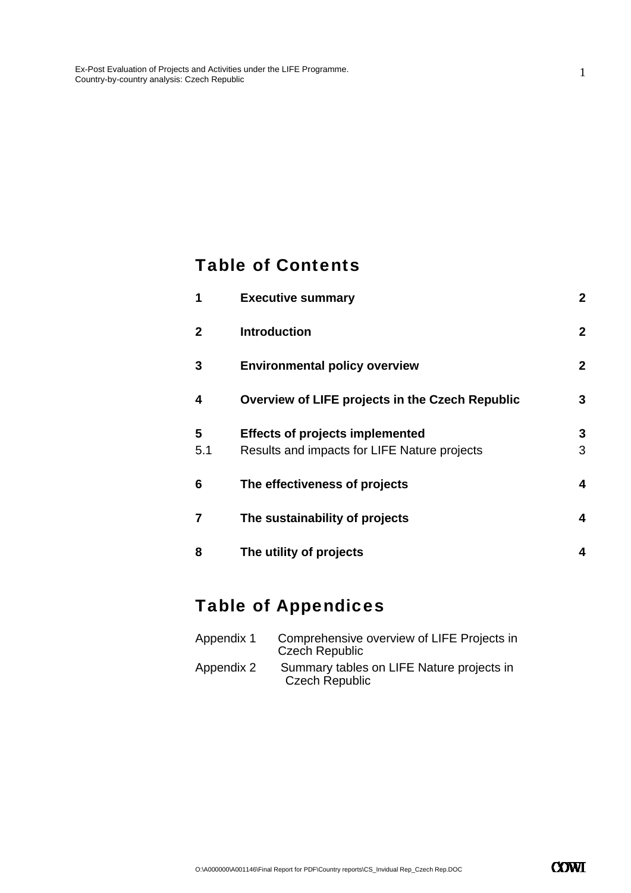# Table of Contents

| | | |
|---|---|---|
| **1** | **Executive summary** | **2** |
| **2** | **Introduction** | **2** |
| **3** | **Environmental policy overview** | **2** |
| **4** | **Overview of LIFE projects in the Czech Republic** | **3** |
| **5** | **Effects of projects implemented** | **3** |
| 5.1 | Results and impacts for LIFE Nature projects | 3 |
| **6** | **The effectiveness of projects** | **4** |
| **7** | **The sustainability of projects** | **4** |
| **8** | **The utility of projects** | **4** |

# Table of Appendices

| | |
|---|---|
| Appendix 1 | Comprehensive overview of LIFE Projects in Czech Republic |
| Appendix 2 | Summary tables on LIFE Nature projects in Czech Republic |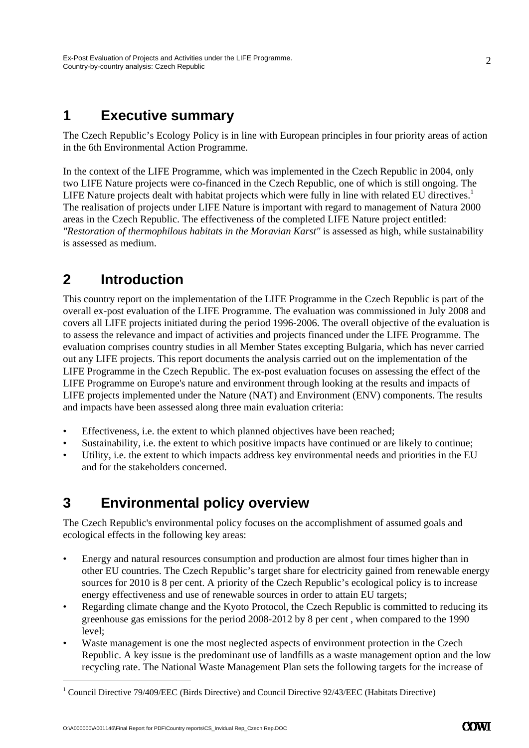# 1 Executive summary

The Czech Republic's Ecology Policy is in line with European principles in four priority areas of action in the 6th Environmental Action Programme.

In the context of the LIFE Programme, which was implemented in the Czech Republic in 2004, only two LIFE Nature projects were co-financed in the Czech Republic, one of which is still ongoing. The LIFE Nature projects dealt with habitat projects which were fully in line with related EU directives.[1] The realisation of projects under LIFE Nature is important with regard to management of Natura 2000 areas in the Czech Republic. The effectiveness of the completed LIFE Nature project entitled: *"Restoration of thermophilous habitats in the Moravian Karst"* is assessed as high, while sustainability is assessed as medium.

# 2 Introduction

This country report on the implementation of the LIFE Programme in the Czech Republic is part of the overall ex-post evaluation of the LIFE Programme. The evaluation was commissioned in July 2008 and covers all LIFE projects initiated during the period 1996-2006. The overall objective of the evaluation is to assess the relevance and impact of activities and projects financed under the LIFE Programme. The evaluation comprises country studies in all Member States excepting Bulgaria, which has never carried out any LIFE projects. This report documents the analysis carried out on the implementation of the LIFE Programme in the Czech Republic. The ex-post evaluation focuses on assessing the effect of the LIFE Programme on Europe's nature and environment through looking at the results and impacts of LIFE projects implemented under the Nature (NAT) and Environment (ENV) components. The results and impacts have been assessed along three main evaluation criteria:

- Effectiveness, i.e. the extent to which planned objectives have been reached;
- Sustainability, i.e. the extent to which positive impacts have continued or are likely to continue;
- Utility, i.e. the extent to which impacts address key environmental needs and priorities in the EU and for the stakeholders concerned.

# 3 Environmental policy overview

The Czech Republic's environmental policy focuses on the accomplishment of assumed goals and ecological effects in the following key areas:

- Energy and natural resources consumption and production are almost four times higher than in other EU countries. The Czech Republic's target share for electricity gained from renewable energy sources for 2010 is 8 per cent. A priority of the Czech Republic's ecological policy is to increase energy effectiveness and use of renewable sources in order to attain EU targets;
- Regarding climate change and the Kyoto Protocol, the Czech Republic is committed to reducing its greenhouse gas emissions for the period 2008-2012 by 8 per cent , when compared to the 1990 level;
- Waste management is one the most neglected aspects of environment protection in the Czech Republic. A key issue is the predominant use of landfills as a waste management option and the low recycling rate. The National Waste Management Plan sets the following targets for the increase of

[1] Council Directive 79/409/EEC (Birds Directive) and Council Directive 92/43/EEC (Habitats Directive)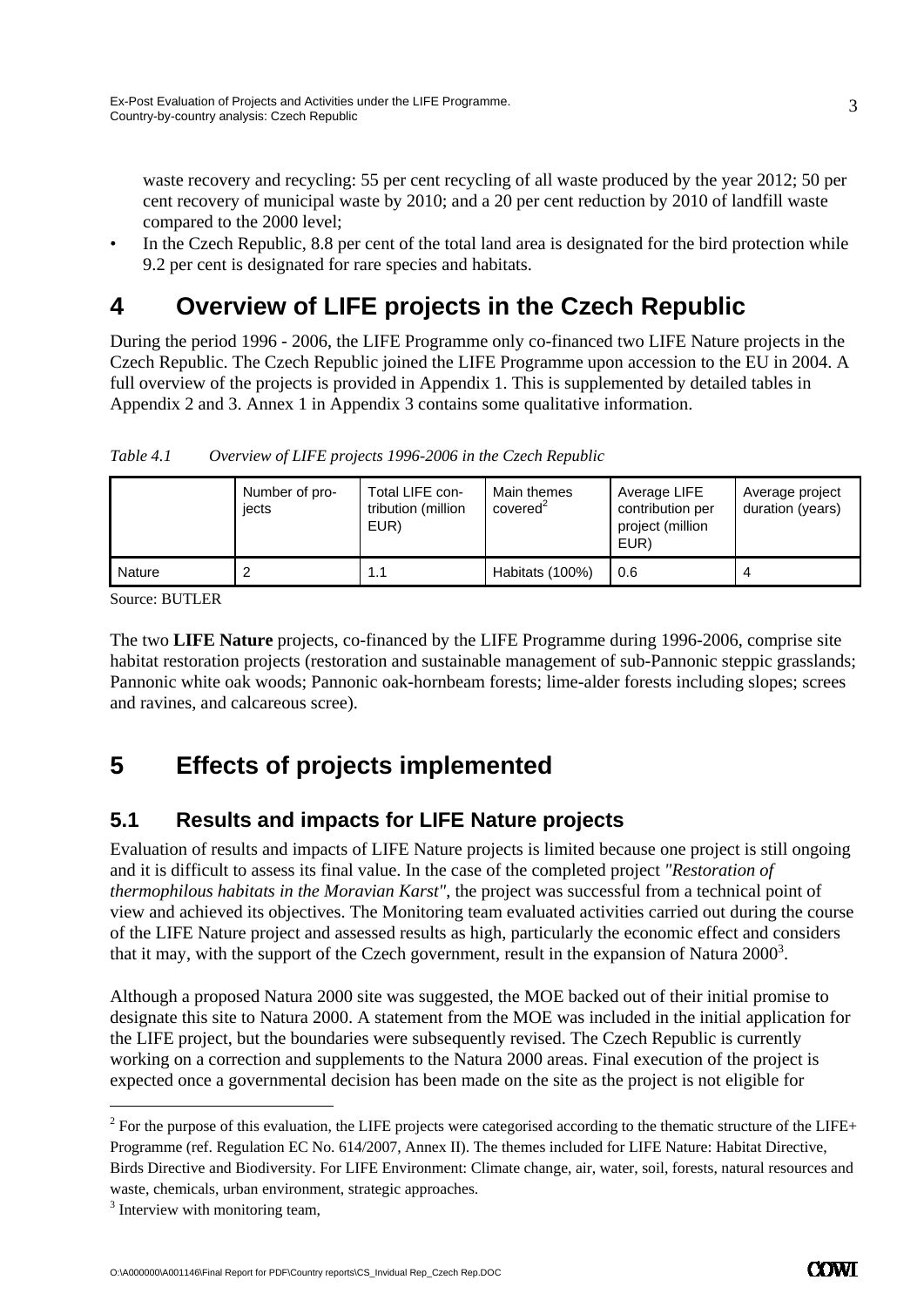waste recovery and recycling: 55 per cent recycling of all waste produced by the year 2012; 50 per cent recovery of municipal waste by 2010; and a 20 per cent reduction by 2010 of landfill waste compared to the 2000 level;

- In the Czech Republic, 8.8 per cent of the total land area is designated for the bird protection while 9.2 per cent is designated for rare species and habitats.

# 4 Overview of LIFE projects in the Czech Republic

During the period 1996 - 2006, the LIFE Programme only co-financed two LIFE Nature projects in the Czech Republic. The Czech Republic joined the LIFE Programme upon accession to the EU in 2004. A full overview of the projects is provided in Appendix 1. This is supplemented by detailed tables in Appendix 2 and 3. Annex 1 in Appendix 3 contains some qualitative information.

*Table 4.1 Overview of LIFE projects 1996-2006 in the Czech Republic*

| | Number of projects | Total LIFE contribution (million EUR) | Main themes covered[2] | Average LIFE contribution per project (million EUR) | Average project duration (years) |
|---|---|---|---|---|---|
| Nature | 2 | 1.1 | Habitats (100%) | 0.6 | 4 |

Source: BUTLER

The two **LIFE Nature** projects, co-financed by the LIFE Programme during 1996-2006, comprise site habitat restoration projects (restoration and sustainable management of sub-Pannonic steppic grasslands; Pannonic white oak woods; Pannonic oak-hornbeam forests; lime-alder forests including slopes; screes and ravines, and calcareous scree).

# 5 Effects of projects implemented

## 5.1 Results and impacts for LIFE Nature projects

Evaluation of results and impacts of LIFE Nature projects is limited because one project is still ongoing and it is difficult to assess its final value. In the case of the completed project *"Restoration of thermophilous habitats in the Moravian Karst"*, the project was successful from a technical point of view and achieved its objectives. The Monitoring team evaluated activities carried out during the course of the LIFE Nature project and assessed results as high, particularly the economic effect and considers that it may, with the support of the Czech government, result in the expansion of Natura 2000[3].

Although a proposed Natura 2000 site was suggested, the MOE backed out of their initial promise to designate this site to Natura 2000. A statement from the MOE was included in the initial application for the LIFE project, but the boundaries were subsequently revised. The Czech Republic is currently working on a correction and supplements to the Natura 2000 areas. Final execution of the project is expected once a governmental decision has been made on the site as the project is not eligible for

[2] For the purpose of this evaluation, the LIFE projects were categorised according to the thematic structure of the LIFE+ Programme (ref. Regulation EC No. 614/2007, Annex II). The themes included for LIFE Nature: Habitat Directive, Birds Directive and Biodiversity. For LIFE Environment: Climate change, air, water, soil, forests, natural resources and waste, chemicals, urban environment, strategic approaches.

[3] Interview with monitoring team,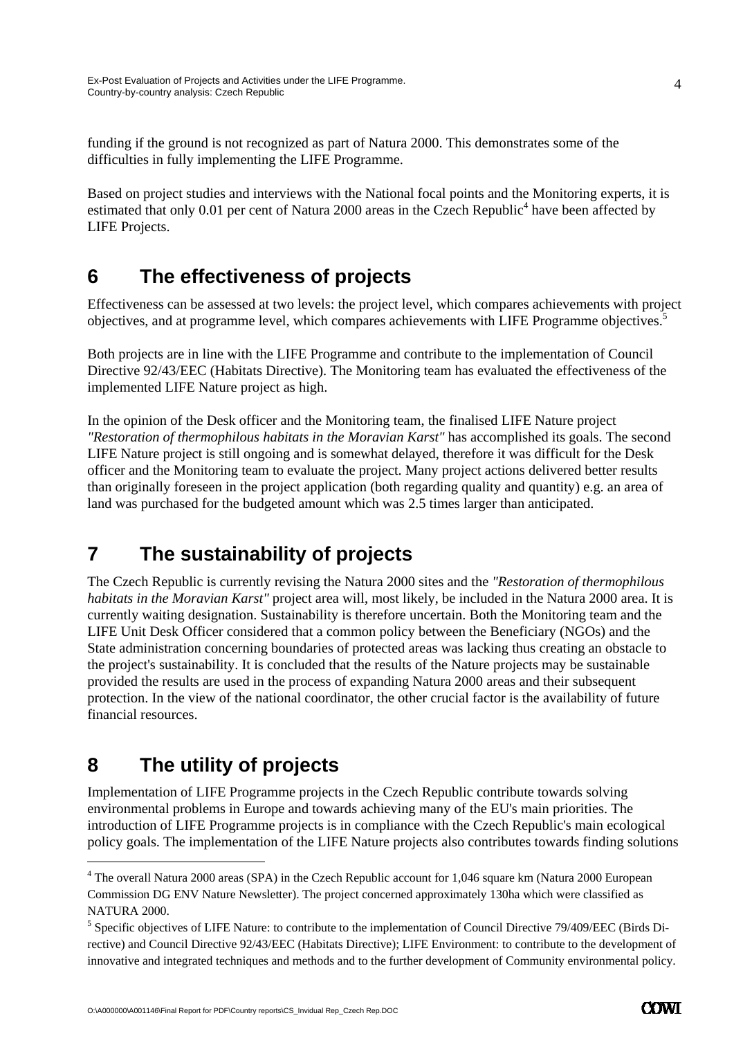funding if the ground is not recognized as part of Natura 2000. This demonstrates some of the difficulties in fully implementing the LIFE Programme.

Based on project studies and interviews with the National focal points and the Monitoring experts, it is estimated that only 0.01 per cent of Natura 2000 areas in the Czech Republic[4] have been affected by LIFE Projects.

# 6 The effectiveness of projects

Effectiveness can be assessed at two levels: the project level, which compares achievements with project objectives, and at programme level, which compares achievements with LIFE Programme objectives.[5]

Both projects are in line with the LIFE Programme and contribute to the implementation of Council Directive 92/43/EEC (Habitats Directive). The Monitoring team has evaluated the effectiveness of the implemented LIFE Nature project as high.

In the opinion of the Desk officer and the Monitoring team, the finalised LIFE Nature project *"Restoration of thermophilous habitats in the Moravian Karst"* has accomplished its goals. The second LIFE Nature project is still ongoing and is somewhat delayed, therefore it was difficult for the Desk officer and the Monitoring team to evaluate the project. Many project actions delivered better results than originally foreseen in the project application (both regarding quality and quantity) e.g. an area of land was purchased for the budgeted amount which was 2.5 times larger than anticipated.

# 7 The sustainability of projects

The Czech Republic is currently revising the Natura 2000 sites and the *"Restoration of thermophilous habitats in the Moravian Karst"* project area will, most likely, be included in the Natura 2000 area. It is currently waiting designation. Sustainability is therefore uncertain. Both the Monitoring team and the LIFE Unit Desk Officer considered that a common policy between the Beneficiary (NGOs) and the State administration concerning boundaries of protected areas was lacking thus creating an obstacle to the project's sustainability. It is concluded that the results of the Nature projects may be sustainable provided the results are used in the process of expanding Natura 2000 areas and their subsequent protection. In the view of the national coordinator, the other crucial factor is the availability of future financial resources.

# 8 The utility of projects

Implementation of LIFE Programme projects in the Czech Republic contribute towards solving environmental problems in Europe and towards achieving many of the EU's main priorities. The introduction of LIFE Programme projects is in compliance with the Czech Republic's main ecological policy goals. The implementation of the LIFE Nature projects also contributes towards finding solutions

---

[4] The overall Natura 2000 areas (SPA) in the Czech Republic account for 1,046 square km (Natura 2000 European Commission DG ENV Nature Newsletter). The project concerned approximately 130ha which were classified as NATURA 2000.

[5] Specific objectives of LIFE Nature: to contribute to the implementation of Council Directive 79/409/EEC (Birds Directive) and Council Directive 92/43/EEC (Habitats Directive); LIFE Environment: to contribute to the development of innovative and integrated techniques and methods and to the further development of Community environmental policy.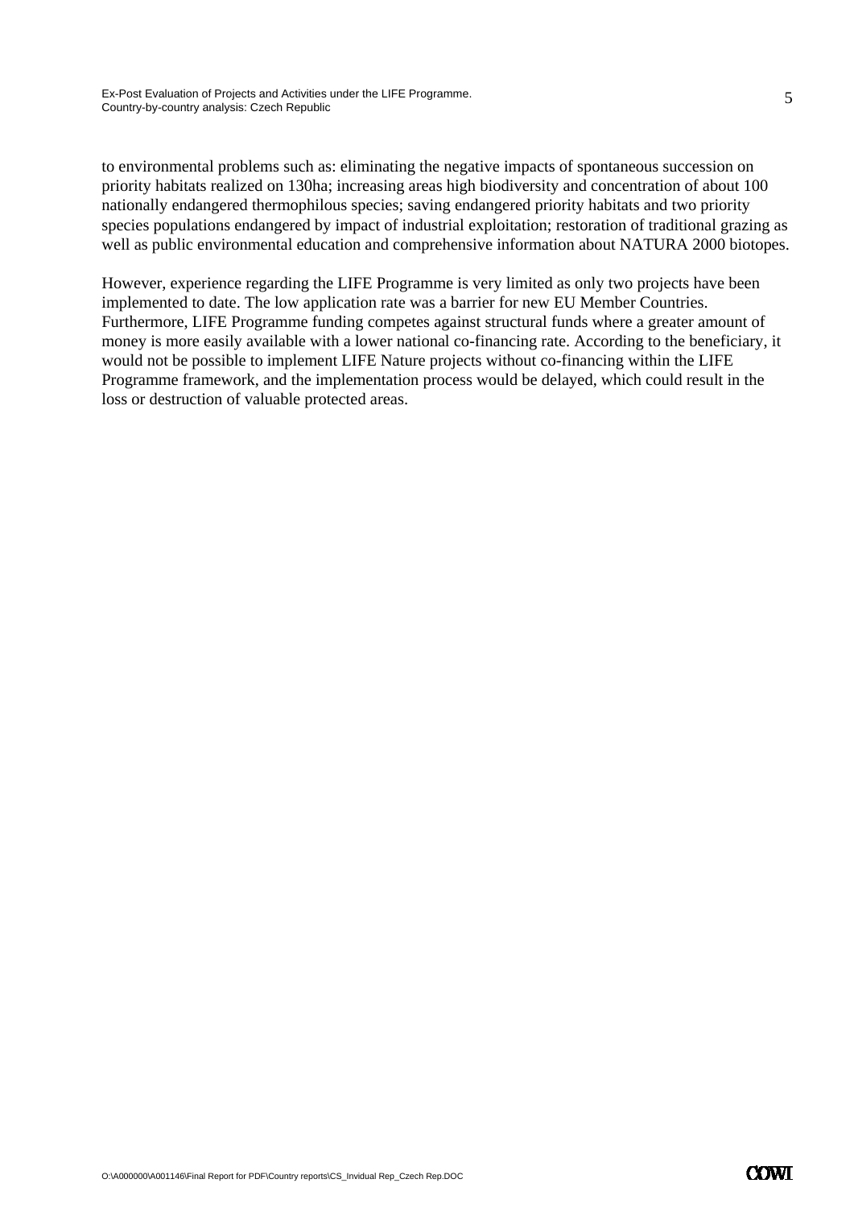to environmental problems such as: eliminating the negative impacts of spontaneous succession on priority habitats realized on 130ha; increasing areas high biodiversity and concentration of about 100 nationally endangered thermophilous species; saving endangered priority habitats and two priority species populations endangered by impact of industrial exploitation; restoration of traditional grazing as well as public environmental education and comprehensive information about NATURA 2000 biotopes.

However, experience regarding the LIFE Programme is very limited as only two projects have been implemented to date. The low application rate was a barrier for new EU Member Countries. Furthermore, LIFE Programme funding competes against structural funds where a greater amount of money is more easily available with a lower national co-financing rate. According to the beneficiary, it would not be possible to implement LIFE Nature projects without co-financing within the LIFE Programme framework, and the implementation process would be delayed, which could result in the loss or destruction of valuable protected areas.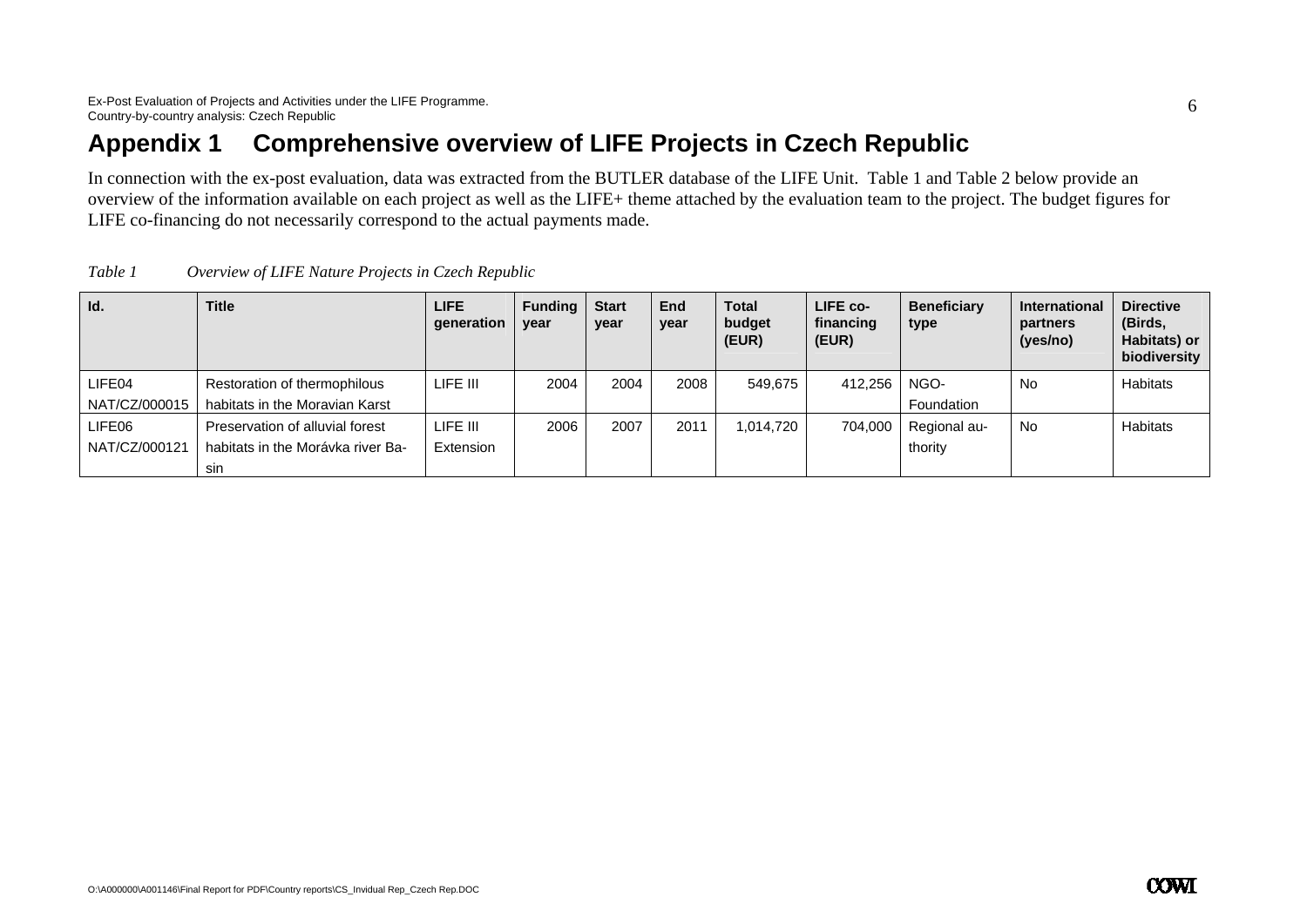# Appendix 1 Comprehensive overview of LIFE Projects in Czech Republic

In connection with the ex-post evaluation, data was extracted from the BUTLER database of the LIFE Unit. Table 1 and Table 2 below provide an overview of the information available on each project as well as the LIFE+ theme attached by the evaluation team to the project. The budget figures for LIFE co-financing do not necessarily correspond to the actual payments made.

*Table 1 Overview of LIFE Nature Projects in Czech Republic*

| Id. | Title | LIFE generation | Funding year | Start year | End year | Total budget (EUR) | LIFE co-financing (EUR) | Beneficiary type | International partners (yes/no) | Directive (Birds, Habitats) or biodiversity |
|---|---|---|---|---|---|---|---|---|---|---|
| LIFE04 NAT/CZ/000015 | Restoration of thermophilous habitats in the Moravian Karst | LIFE III | 2004 | 2004 | 2008 | 549,675 | 412,256 | NGO-Foundation | No | Habitats |
| LIFE06 NAT/CZ/000121 | Preservation of alluvial forest habitats in the Morávka river Basin | LIFE III Extension | 2006 | 2007 | 2011 | 1,014,720 | 704,000 | Regional authority | No | Habitats |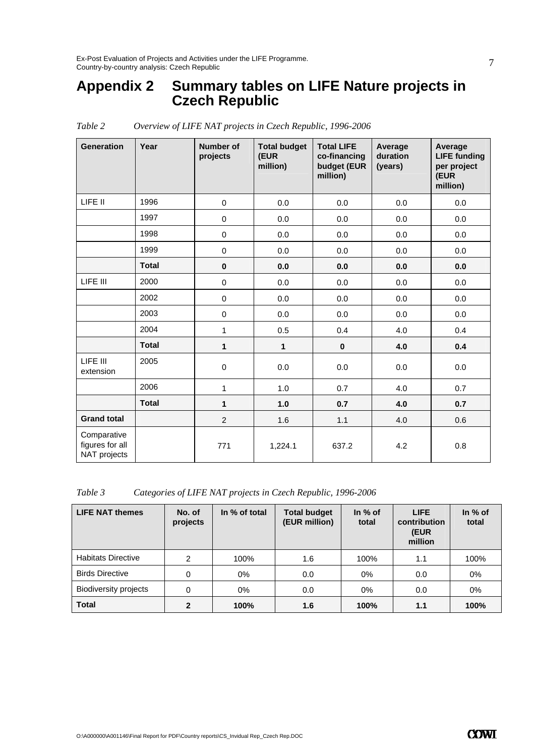# Appendix 2 Summary tables on LIFE Nature projects in Czech Republic

*Table 2 Overview of LIFE NAT projects in Czech Republic, 1996-2006*

| Generation | Year | Number of projects | Total budget (EUR million) | Total LIFE co-financing budget (EUR million) | Average duration (years) | Average LIFE funding per project (EUR million) |
|---|---|---|---|---|---|---|
| LIFE II | 1996 | 0 | 0.0 | 0.0 | 0.0 | 0.0 |
| | 1997 | 0 | 0.0 | 0.0 | 0.0 | 0.0 |
| | 1998 | 0 | 0.0 | 0.0 | 0.0 | 0.0 |
| | 1999 | 0 | 0.0 | 0.0 | 0.0 | 0.0 |
| | **Total** | **0** | **0.0** | **0.0** | **0.0** | **0.0** |
| LIFE III | 2000 | 0 | 0.0 | 0.0 | 0.0 | 0.0 |
| | 2002 | 0 | 0.0 | 0.0 | 0.0 | 0.0 |
| | 2003 | 0 | 0.0 | 0.0 | 0.0 | 0.0 |
| | 2004 | 1 | 0.5 | 0.4 | 4.0 | 0.4 |
| | **Total** | **1** | **1** | **0** | **4.0** | **0.4** |
| LIFE III extension | 2005 | 0 | 0.0 | 0.0 | 0.0 | 0.0 |
| | 2006 | 1 | 1.0 | 0.7 | 4.0 | 0.7 |
| | **Total** | **1** | **1.0** | **0.7** | **4.0** | **0.7** |
| **Grand total** | | 2 | 1.6 | 1.1 | 4.0 | 0.6 |
| Comparative figures for all NAT projects | | 771 | 1,224.1 | 637.2 | 4.2 | 0.8 |

*Table 3 Categories of LIFE NAT projects in Czech Republic, 1996-2006*

| LIFE NAT themes | No. of projects | In % of total | Total budget (EUR million) | In % of total | LIFE contribution (EUR million | In % of total |
|---|---|---|---|---|---|---|
| Habitats Directive | 2 | 100% | 1.6 | 100% | 1.1 | 100% |
| Birds Directive | 0 | 0% | 0.0 | 0% | 0.0 | 0% |
| Biodiversity projects | 0 | 0% | 0.0 | 0% | 0.0 | 0% |
| **Total** | **2** | **100%** | **1.6** | **100%** | **1.1** | **100%** |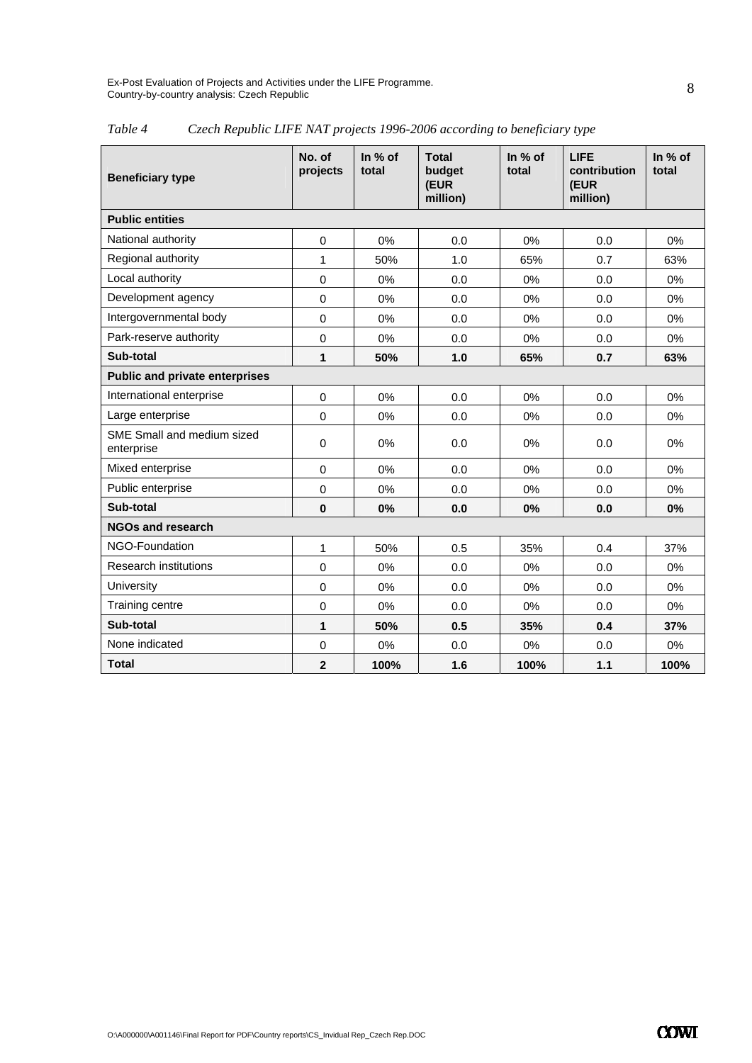*Table 4 Czech Republic LIFE NAT projects 1996-2006 according to beneficiary type*

| Beneficiary type | No. of projects | In % of total | Total budget (EUR million) | In % of total | LIFE contribution (EUR million) | In % of total |
|---|---|---|---|---|---|---|
| **Public entities** | | | | | | |
| National authority | 0 | 0% | 0.0 | 0% | 0.0 | 0% |
| Regional authority | 1 | 50% | 1.0 | 65% | 0.7 | 63% |
| Local authority | 0 | 0% | 0.0 | 0% | 0.0 | 0% |
| Development agency | 0 | 0% | 0.0 | 0% | 0.0 | 0% |
| Intergovernmental body | 0 | 0% | 0.0 | 0% | 0.0 | 0% |
| Park-reserve authority | 0 | 0% | 0.0 | 0% | 0.0 | 0% |
| **Sub-total** | **1** | **50%** | **1.0** | **65%** | **0.7** | **63%** |
| **Public and private enterprises** | | | | | | |
| International enterprise | 0 | 0% | 0.0 | 0% | 0.0 | 0% |
| Large enterprise | 0 | 0% | 0.0 | 0% | 0.0 | 0% |
| SME Small and medium sized enterprise | 0 | 0% | 0.0 | 0% | 0.0 | 0% |
| Mixed enterprise | 0 | 0% | 0.0 | 0% | 0.0 | 0% |
| Public enterprise | 0 | 0% | 0.0 | 0% | 0.0 | 0% |
| **Sub-total** | **0** | **0%** | **0.0** | **0%** | **0.0** | **0%** |
| **NGOs and research** | | | | | | |
| NGO-Foundation | 1 | 50% | 0.5 | 35% | 0.4 | 37% |
| Research institutions | 0 | 0% | 0.0 | 0% | 0.0 | 0% |
| University | 0 | 0% | 0.0 | 0% | 0.0 | 0% |
| Training centre | 0 | 0% | 0.0 | 0% | 0.0 | 0% |
| **Sub-total** | **1** | **50%** | **0.5** | **35%** | **0.4** | **37%** |
| None indicated | 0 | 0% | 0.0 | 0% | 0.0 | 0% |
| **Total** | **2** | **100%** | **1.6** | **100%** | **1.1** | **100%** |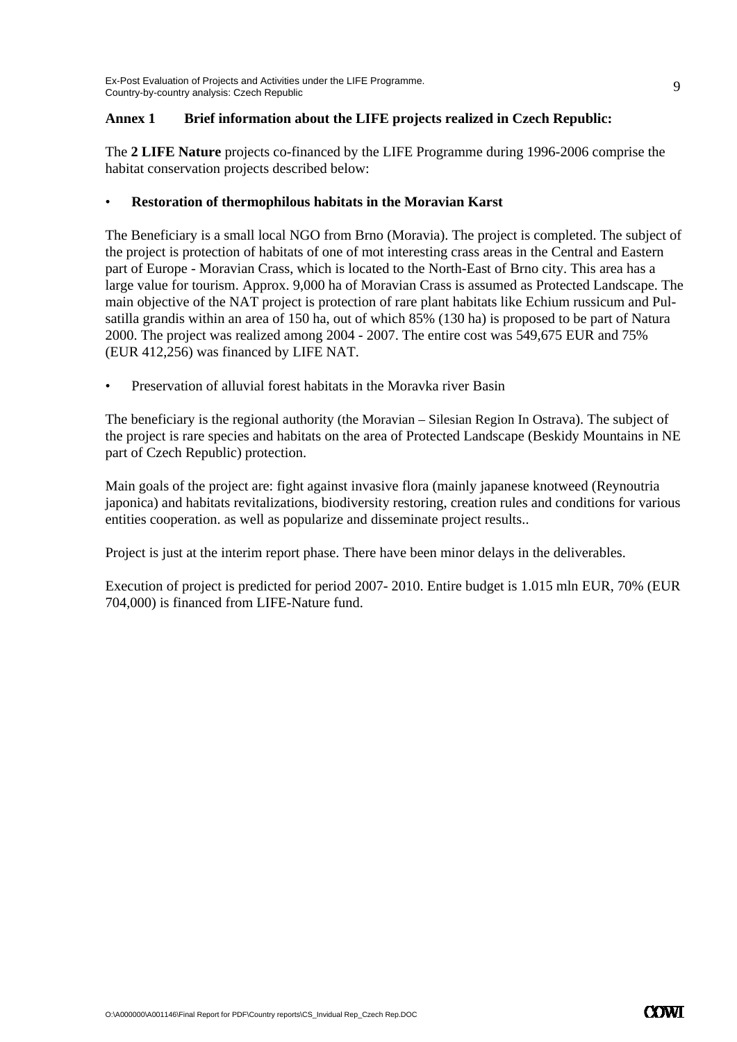## Annex 1 Brief information about the LIFE projects realized in Czech Republic:

The **2 LIFE Nature** projects co-financed by the LIFE Programme during 1996-2006 comprise the habitat conservation projects described below:

- **Restoration of thermophilous habitats in the Moravian Karst**

The Beneficiary is a small local NGO from Brno (Moravia). The project is completed. The subject of the project is protection of habitats of one of mot interesting crass areas in the Central and Eastern part of Europe - Moravian Crass, which is located to the North-East of Brno city. This area has a large value for tourism. Approx. 9,000 ha of Moravian Crass is assumed as Protected Landscape. The main objective of the NAT project is protection of rare plant habitats like Echium russicum and Pulsatilla grandis within an area of 150 ha, out of which 85% (130 ha) is proposed to be part of Natura 2000. The project was realized among 2004 - 2007. The entire cost was 549,675 EUR and 75% (EUR 412,256) was financed by LIFE NAT.

- Preservation of alluvial forest habitats in the Moravka river Basin

The beneficiary is the regional authority (the Moravian – Silesian Region In Ostrava). The subject of the project is rare species and habitats on the area of Protected Landscape (Beskidy Mountains in NE part of Czech Republic) protection.

Main goals of the project are: fight against invasive flora (mainly japanese knotweed (Reynoutria japonica) and habitats revitalizations, biodiversity restoring, creation rules and conditions for various entities cooperation. as well as popularize and disseminate project results..

Project is just at the interim report phase. There have been minor delays in the deliverables.

Execution of project is predicted for period 2007- 2010. Entire budget is 1.015 mln EUR, 70% (EUR 704,000) is financed from LIFE-Nature fund.